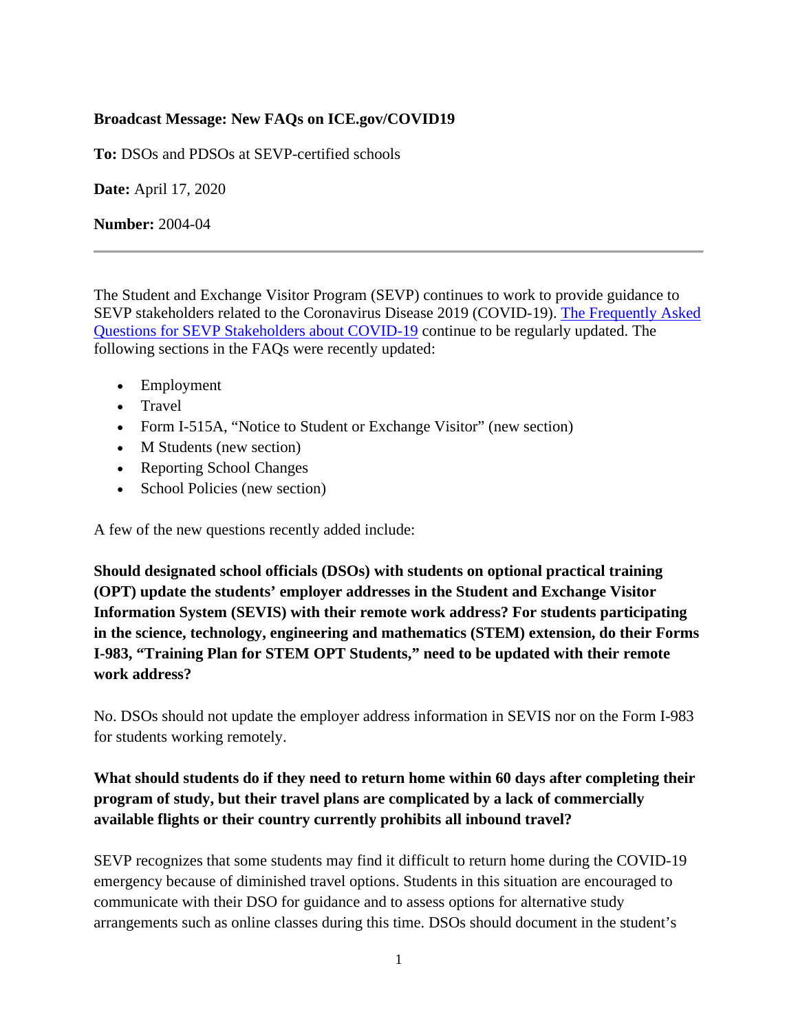**Broadcast Message: New FAQs on ICE.gov/COVID19**

**To:** DSOs and PDSOs at SEVP-certified schools

**Date:** April 17, 2020

**Number:** 2004-04

---

The Student and Exchange Visitor Program (SEVP) continues to work to provide guidance to SEVP stakeholders related to the Coronavirus Disease 2019 (COVID-19). [The Frequently Asked Questions for SEVP Stakeholders about COVID-19]() continue to be regularly updated. The following sections in the FAQs were recently updated:

- Employment
- Travel
- Form I-515A, "Notice to Student or Exchange Visitor" (new section)
- M Students (new section)
- Reporting School Changes
- School Policies (new section)

A few of the new questions recently added include:

**Should designated school officials (DSOs) with students on optional practical training (OPT) update the students' employer addresses in the Student and Exchange Visitor Information System (SEVIS) with their remote work address? For students participating in the science, technology, engineering and mathematics (STEM) extension, do their Forms I-983, "Training Plan for STEM OPT Students," need to be updated with their remote work address?**

No. DSOs should not update the employer address information in SEVIS nor on the Form I-983 for students working remotely.

**What should students do if they need to return home within 60 days after completing their program of study, but their travel plans are complicated by a lack of commercially available flights or their country currently prohibits all inbound travel?**

SEVP recognizes that some students may find it difficult to return home during the COVID-19 emergency because of diminished travel options. Students in this situation are encouraged to communicate with their DSO for guidance and to assess options for alternative study arrangements such as online classes during this time. DSOs should document in the student's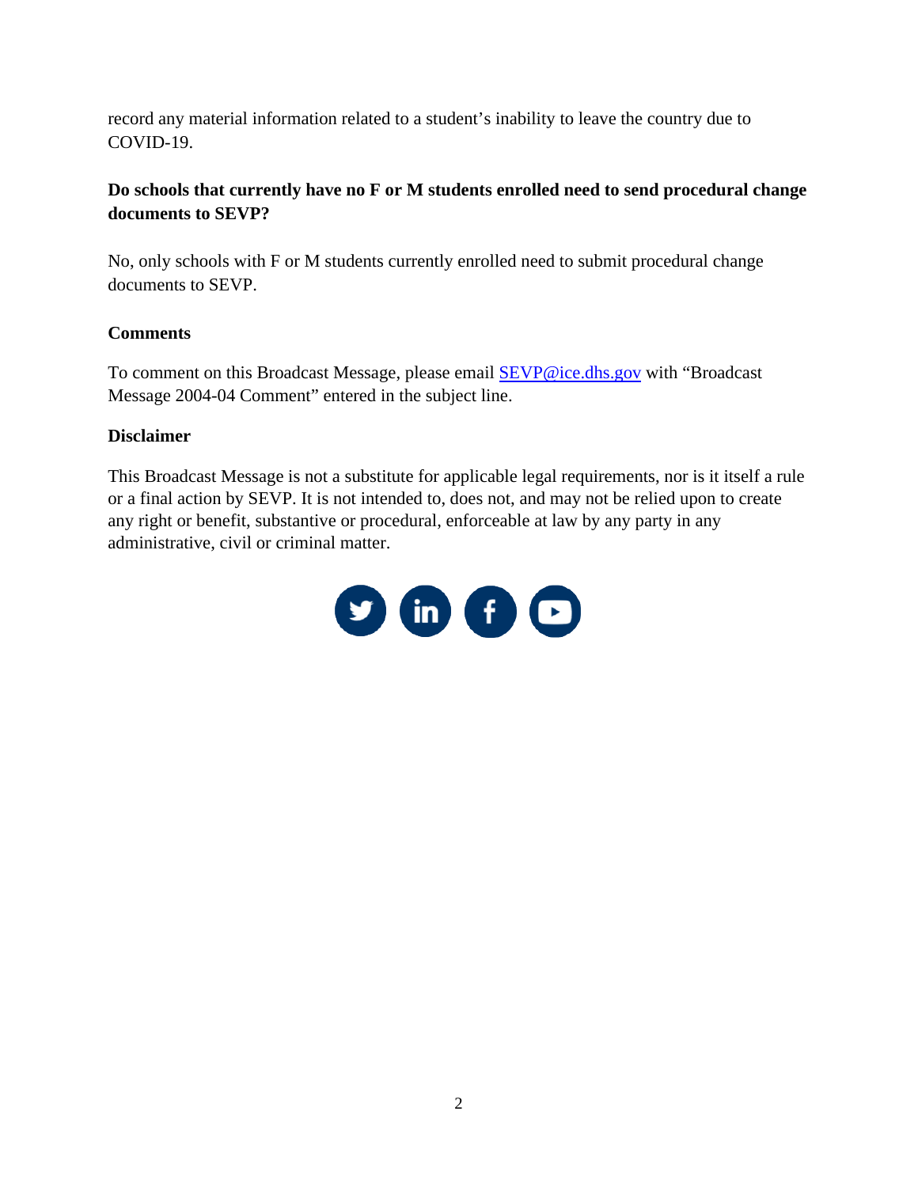record any material information related to a student's inability to leave the country due to COVID-19.

**Do schools that currently have no F or M students enrolled need to send procedural change documents to SEVP?**

No, only schools with F or M students currently enrolled need to submit procedural change documents to SEVP.

**Comments**

To comment on this Broadcast Message, please email SEVP@ice.dhs.gov with "Broadcast Message 2004-04 Comment" entered in the subject line.

**Disclaimer**

This Broadcast Message is not a substitute for applicable legal requirements, nor is it itself a rule or a final action by SEVP. It is not intended to, does not, and may not be relied upon to create any right or benefit, substantive or procedural, enforceable at law by any party in any administrative, civil or criminal matter.